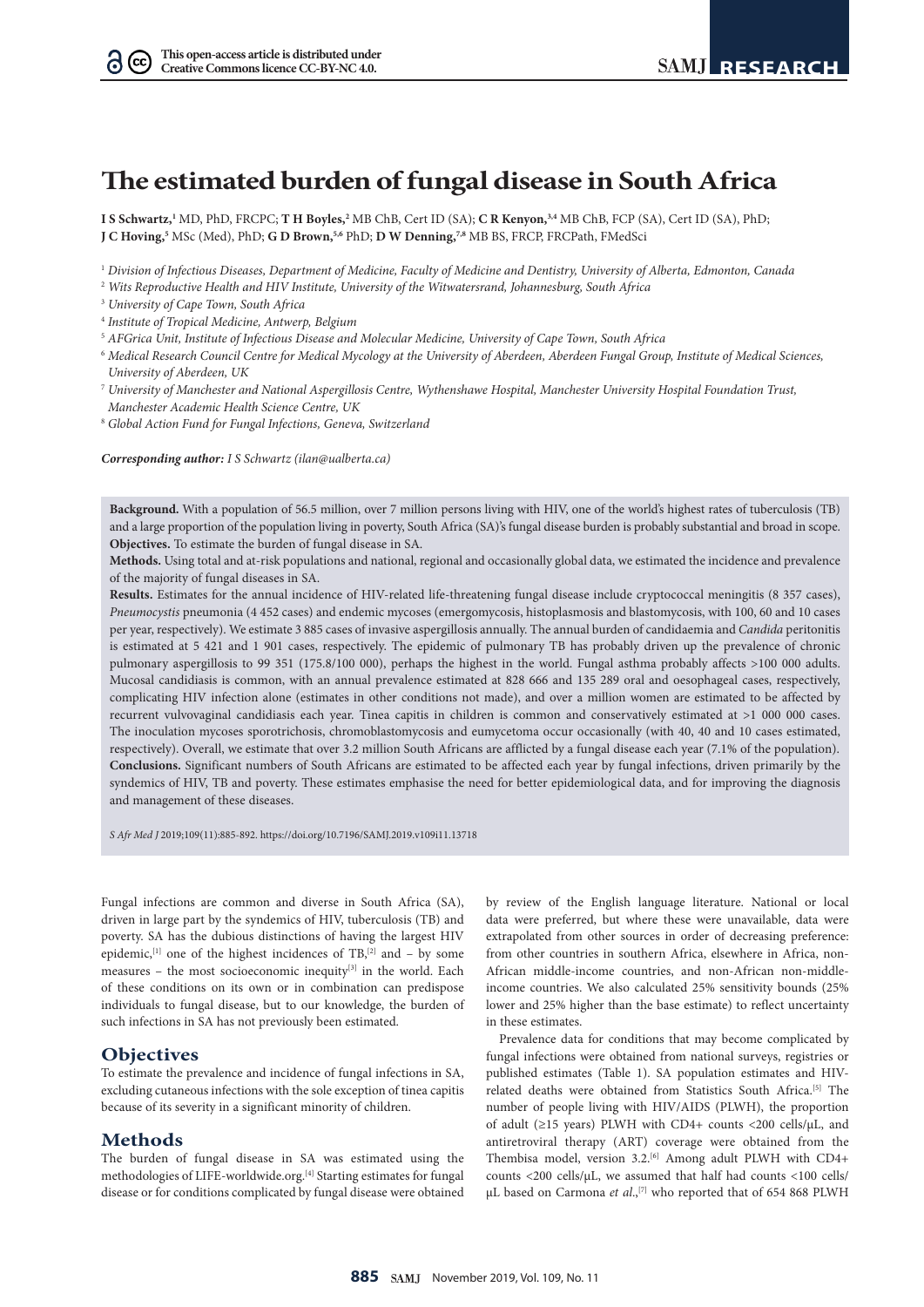This open-access article is distributed under Creative Commons licence CC-BY-NC 4.0.

# The estimated burden of fungal disease in South Africa

**I S Schwartz,**[1] MD, PhD, FRCPC; **T H Boyles,**[2] MB ChB, Cert ID (SA); **C R Kenyon,**[3,4] MB ChB, FCP (SA), Cert ID (SA), PhD; **J C Hoving,**[5] MSc (Med), PhD; **G D Brown,**[5,6] PhD; **D W Denning,**[7,8] MB BS, FRCP, FRCPath, FMedSci

[1] *Division of Infectious Diseases, Department of Medicine, Faculty of Medicine and Dentistry, University of Alberta, Edmonton, Canada*
[2] *Wits Reproductive Health and HIV Institute, University of the Witwatersrand, Johannesburg, South Africa*
[3] *University of Cape Town, South Africa*
[4] *Institute of Tropical Medicine, Antwerp, Belgium*
[5] *AFGrica Unit, Institute of Infectious Disease and Molecular Medicine, University of Cape Town, South Africa*
[6] *Medical Research Council Centre for Medical Mycology at the University of Aberdeen, Aberdeen Fungal Group, Institute of Medical Sciences, University of Aberdeen, UK*
[7] *University of Manchester and National Aspergillosis Centre, Wythenshawe Hospital, Manchester University Hospital Foundation Trust, Manchester Academic Health Science Centre, UK*
[8] *Global Action Fund for Fungal Infections, Geneva, Switzerland*

***Corresponding author:** I S Schwartz (ilan@ualberta.ca)*

**Background.** With a population of 56.5 million, over 7 million persons living with HIV, one of the world's highest rates of tuberculosis (TB) and a large proportion of the population living in poverty, South Africa (SA)'s fungal disease burden is probably substantial and broad in scope.
**Objectives.** To estimate the burden of fungal disease in SA.
**Methods.** Using total and at-risk populations and national, regional and occasionally global data, we estimated the incidence and prevalence of the majority of fungal diseases in SA.
**Results.** Estimates for the annual incidence of HIV-related life-threatening fungal disease include cryptococcal meningitis (8 357 cases), *Pneumocystis* pneumonia (4 452 cases) and endemic mycoses (emergomycosis, histoplasmosis and blastomycosis, with 100, 60 and 10 cases per year, respectively). We estimate 3 885 cases of invasive aspergillosis annually. The annual burden of candidaemia and *Candida* peritonitis is estimated at 5 421 and 1 901 cases, respectively. The epidemic of pulmonary TB has probably driven up the prevalence of chronic pulmonary aspergillosis to 99 351 (175.8/100 000), perhaps the highest in the world. Fungal asthma probably affects >100 000 adults. Mucosal candidiasis is common, with an annual prevalence estimated at 828 666 and 135 289 oral and oesophageal cases, respectively, complicating HIV infection alone (estimates in other conditions not made), and over a million women are estimated to be affected by recurrent vulvovaginal candidiasis each year. Tinea capitis in children is common and conservatively estimated at >1 000 000 cases. The inoculation mycoses sporotrichosis, chromoblastomycosis and eumycetoma occur occasionally (with 40, 40 and 10 cases estimated, respectively). Overall, we estimate that over 3.2 million South Africans are afflicted by a fungal disease each year (7.1% of the population).
**Conclusions.** Significant numbers of South Africans are estimated to be affected each year by fungal infections, driven primarily by the syndemics of HIV, TB and poverty. These estimates emphasise the need for better epidemiological data, and for improving the diagnosis and management of these diseases.

*S Afr Med J* 2019;109(11):885-892. https://doi.org/10.7196/SAMJ.2019.v109i11.13718

Fungal infections are common and diverse in South Africa (SA), driven in large part by the syndemics of HIV, tuberculosis (TB) and poverty. SA has the dubious distinctions of having the largest HIV epidemic,[1] one of the highest incidences of TB,[2] and – by some measures – the most socioeconomic inequity[3] in the world. Each of these conditions on its own or in combination can predispose individuals to fungal disease, but to our knowledge, the burden of such infections in SA has not previously been estimated.

## Objectives

To estimate the prevalence and incidence of fungal infections in SA, excluding cutaneous infections with the sole exception of tinea capitis because of its severity in a significant minority of children.

## Methods

The burden of fungal disease in SA was estimated using the methodologies of LIFE-worldwide.org.[4] Starting estimates for fungal disease or for conditions complicated by fungal disease were obtained by review of the English language literature. National or local data were preferred, but where these were unavailable, data were extrapolated from other sources in order of decreasing preference: from other countries in southern Africa, elsewhere in Africa, non-African middle-income countries, and non-African non-middle-income countries. We also calculated 25% sensitivity bounds (25% lower and 25% higher than the base estimate) to reflect uncertainty in these estimates.

Prevalence data for conditions that may become complicated by fungal infections were obtained from national surveys, registries or published estimates (Table 1). SA population estimates and HIV-related deaths were obtained from Statistics South Africa.[5] The number of people living with HIV/AIDS (PLWH), the proportion of adult (≥15 years) PLWH with CD4+ counts <200 cells/µL, and antiretroviral therapy (ART) coverage were obtained from the Thembisa model, version 3.2.[6] Among adult PLWH with CD4+ counts <200 cells/µL, we assumed that half had counts <100 cells/µL based on Carmona *et al*.,[7] who reported that of 654 868 PLWH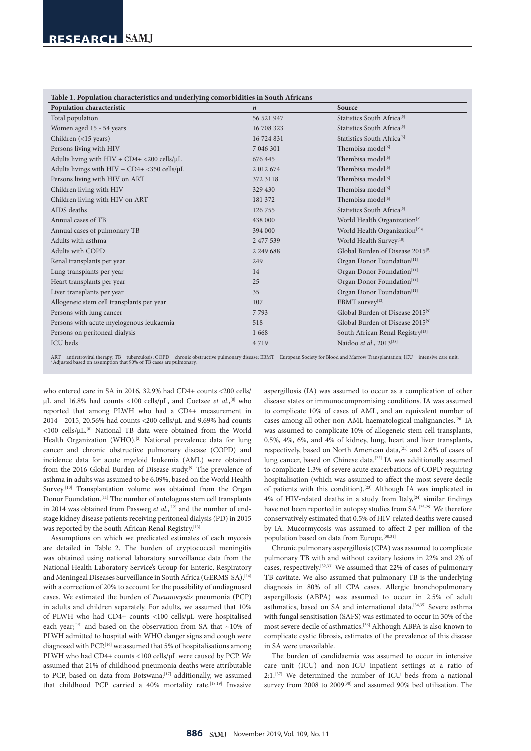**Table 1. Population characteristics and underlying comorbidities in South Africans**

| Population characteristic | *n* | Source |
|---|---|---|
| Total population | 56 521 947 | Statistics South Africa[5] |
| Women aged 15 - 54 years | 16 708 323 | Statistics South Africa[5] |
| Children (<15 years) | 16 724 831 | Statistics South Africa[5] |
| Persons living with HIV | 7 046 301 | Thembisa model[6] |
| Adults living with HIV + CD4+ <200 cells/µL | 676 445 | Thembisa model[6] |
| Adults livings with HIV + CD4+ <350 cells/µL | 2 012 674 | Thembisa model[6] |
| Persons living with HIV on ART | 372 3118 | Thembisa model[6] |
| Children living with HIV | 329 430 | Thembisa model[6] |
| Children living with HIV on ART | 181 372 | Thembisa model[6] |
| AIDS deaths | 126 755 | Statistics South Africa[5] |
| Annual cases of TB | 438 000 | World Health Organization[2] |
| Annual cases of pulmonary TB | 394 000 | World Health Organization[2]* |
| Adults with asthma | 2 477 539 | World Health Survey[10] |
| Adults with COPD | 2 249 688 | Global Burden of Disease 2015[9] |
| Renal transplants per year | 249 | Organ Donor Foundation[11] |
| Lung transplants per year | 14 | Organ Donor Foundation[11] |
| Heart transplants per year | 25 | Organ Donor Foundation[11] |
| Liver transplants per year | 35 | Organ Donor Foundation[11] |
| Allogeneic stem cell transplants per year | 107 | EBMT survey[12] |
| Persons with lung cancer | 7 793 | Global Burden of Disease 2015[9] |
| Persons with acute myelogenous leukaemia | 518 | Global Burden of Disease 2015[9] |
| Persons on peritoneal dialysis | 1 668 | South African Renal Registry[13] |
| ICU beds | 4 719 | Naidoo *et al*., 2013[38] |

ART = antiretroviral therapy; TB = tuberculosis; COPD = chronic obstructive pulmonary disease; EBMT = European Society for Blood and Marrow Transplantation; ICU = intensive care unit.
*Adjusted based on assumption that 90% of TB cases are pulmonary.

who entered care in SA in 2016, 32.9% had CD4+ counts <200 cells/µL and 16.8% had counts <100 cells/µL, and Coetzee *et al*.,[8] who reported that among PLWH who had a CD4+ measurement in 2014 - 2015, 20.56% had counts <200 cells/µL and 9.69% had counts <100 cells/µL.[8] National TB data were obtained from the World Health Organization (WHO).[2] National prevalence data for lung cancer and chronic obstructive pulmonary disease (COPD) and incidence data for acute myeloid leukemia (AML) were obtained from the 2016 Global Burden of Disease study.[9] The prevalence of asthma in adults was assumed to be 6.09%, based on the World Health Survey.[10] Transplantation volume was obtained from the Organ Donor Foundation.[11] The number of autologous stem cell transplants in 2014 was obtained from Passweg *et al*.,[12] and the number of end-stage kidney disease patients receiving peritoneal dialysis (PD) in 2015 was reported by the South African Renal Registry.[13]

Assumptions on which we predicated estimates of each mycosis are detailed in Table 2. The burden of cryptococcal meningitis was obtained using national laboratory surveillance data from the National Health Laboratory Service's Group for Enteric, Respiratory and Meningeal Diseases Surveillance in South Africa (GERMS-SA),[14] with a correction of 20% to account for the possibility of undiagnosed cases. We estimated the burden of *Pneumocystis* pneumonia (PCP) in adults and children separately. For adults, we assumed that 10% of PLWH who had CD4+ counts <100 cells/µL were hospitalised each year;[15] and based on the observation from SA that ~10% of PLWH admitted to hospital with WHO danger signs and cough were diagnosed with PCP,[16] we assumed that 5% of hospitalisations among PLWH who had CD4+ counts <100 cells/µL were caused by PCP. We assumed that 21% of childhood pneumonia deaths were attributable to PCP, based on data from Botswana;[17] additionally, we assumed that childhood PCP carried a 40% mortality rate.[18,19] Invasive aspergillosis (IA) was assumed to occur as a complication of other disease states or immunocompromising conditions. IA was assumed to complicate 10% of cases of AML, and an equivalent number of cases among all other non-AML haematological malignancies.[20] IA was assumed to complicate 10% of allogeneic stem cell transplants, 0.5%, 4%, 6%, and 4% of kidney, lung, heart and liver transplants, respectively, based on North American data,[21] and 2.6% of cases of lung cancer, based on Chinese data.[22] IA was additionally assumed to complicate 1.3% of severe acute exacerbations of COPD requiring hospitalisation (which was assumed to affect the most severe decile of patients with this condition).[23] Although IA was implicated in 4% of HIV-related deaths in a study from Italy,[24] similar findings have not been reported in autopsy studies from SA.[25-29] We therefore conservatively estimated that 0.5% of HIV-related deaths were caused by IA. Mucormycosis was assumed to affect 2 per million of the population based on data from Europe.[30,31]

Chronic pulmonary aspergillosis (CPA) was assumed to complicate pulmonary TB with and without cavitary lesions in 22% and 2% of cases, respectively.[32,33] We assumed that 22% of cases of pulmonary TB cavitate. We also assumed that pulmonary TB is the underlying diagnosis in 80% of all CPA cases. Allergic bronchopulmonary aspergillosis (ABPA) was assumed to occur in 2.5% of adult asthmatics, based on SA and international data.[34,35] Severe asthma with fungal sensitisation (SAFS) was estimated to occur in 30% of the most severe decile of asthmatics.[36] Although ABPA is also known to complicate cystic fibrosis, estimates of the prevalence of this disease in SA were unavailable.

The burden of candidaemia was assumed to occur in intensive care unit (ICU) and non-ICU inpatient settings at a ratio of 2:1.[37] We determined the number of ICU beds from a national survey from 2008 to 2009[38] and assumed 90% bed utilisation. The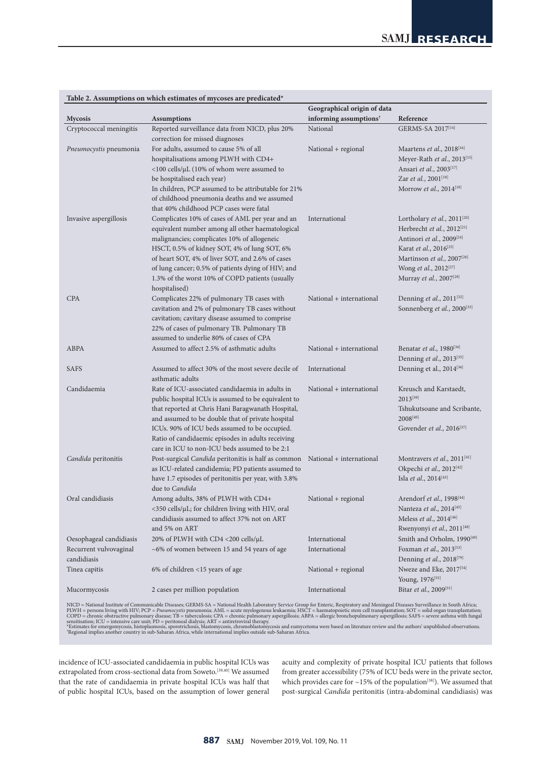**Table 2. Assumptions on which estimates of mycoses are predicated***

| Mycosis | Assumptions | Geographical origin of data informing assumptions† | Reference |
|---|---|---|---|
| Cryptococcal meningitis | Reported surveillance data from NICD, plus 20% correction for missed diagnoses | National | GERMS-SA 2017[14] |
| *Pneumocystis* pneumonia | For adults, assumed to cause 5% of all hospitalisations among PLWH with CD4+ <100 cells/µL (10% of whom were assumed to be hospitalised each year) In children, PCP assumed to be attributable for 21% of childhood pneumonia deaths and we assumed that 40% childhood PCP cases were fatal | National + regional | Maartens *et al.*, 2018[16] Meyer-Rath *et al.*, 2013[15] Ansari *et al.*, 2003[17] Zar *et al.*, 2001[18] Morrow *et al.*, 2014[19] |
| Invasive aspergillosis | Complicates 10% of cases of AML per year and an equivalent number among all other haematological malignancies; complicates 10% of allogeneic HSCT, 0.5% of kidney SOT, 4% of lung SOT, 6% of heart SOT, 4% of liver SOT, and 2.6% of cases of lung cancer; 0.5% of patients dying of HIV; and 1.3% of the worst 10% of COPD patients (usually hospitalised) | International | Lortholary *et al.*, 2011[20] Herbrecht *et al.*, 2012[21] Antinori *et al.*, 2009[24] Karat *et al.*, 2016[25] Martinson *et al.*, 2007[26] Wong *et al.*, 2012[27] Murray *et al.*, 2007[28] |
| CPA | Complicates 22% of pulmonary TB cases with cavitation and 2% of pulmonary TB cases without cavitation; cavitary disease assumed to comprise 22% of cases of pulmonary TB. Pulmonary TB assumed to underlie 80% of cases of CPA | National + international | Denning *et al.*, 2011[32] Sonnenberg *et al.*, 2000[33] |
| ABPA | Assumed to affect 2.5% of asthmatic adults | National + international | Benatar *et al.*, 1980[34] Denning *et al.*, 2013[35] |
| SAFS | Assumed to affect 30% of the most severe decile of asthmatic adults | International | Denning et al., 2014[36] |
| Candidaemia | Rate of ICU-associated candidaemia in adults in public hospital ICUs is assumed to be equivalent to that reported at Chris Hani Baragwanath Hospital, and assumed to be double that of private hospital ICUs. 90% of ICU beds assumed to be occupied. Ratio of candidaemic episodes in adults receiving care in ICU to non-ICU beds assumed to be 2:1 | National + international | Kreusch and Karstaedt, 2013[39] Tshukutsoane and Scribante, 2008[40] Govender *et al.*, 2016[37] |
| *Candida* peritonitis | Post-surgical *Candida* peritonitis is half as common as ICU-related candidemia; PD patients assumed to have 1.7 episodes of peritonitis per year, with 3.8% due to *Candida* | National + international | Montravers *et al.*, 2011[41] Okpechi *et al.*, 2012[42] Isla *et al.*, 2014[43] |
| Oral candidiasis | Among adults, 38% of PLWH with CD4+ <350 cells/µL; for children living with HIV, oral candidiasis assumed to affect 37% not on ART and 5% on ART | National + regional | Arendorf *et al.*, 1998[44] Nanteza *et al.*, 2014[45] Meless *et al.*, 2014[46] Rwenyonyi *et al.*, 2011[48] |
| Oesophageal candidiasis | 20% of PLWH with CD4 <200 cells/µL | International | Smith and Orholm, 1990[49] |
| Recurrent vulvovaginal candidiasis | ~6% of women between 15 and 54 years of age | International | Foxman *et al.*, 2013[53] Denning *et al.*, 2018[79] |
| Tinea capitis | 6% of children <15 years of age | National + regional | Nweze and Eke, 2017[54] Young, 1976[55] |
| Mucormycosis | 2 cases per million population | International | Bitar *et al.*, 2009[31] |

NICD = National Institute of Communicable Diseases; GERMS-SA = National Health Laboratory Service Group for Enteric, Respiratory and Meningeal Diseases Surveillance in South Africa; PLWH = persons living with HIV; PCP = *Pneumocystis* pneumonia; AML = acute myelogenous leukaemia; HSCT = haematopoietic stem cell transplantation; SOT = solid organ transplantation; COPD = chronic obstructive pulmonary disease; TB = tuberculosis; CPA = chronic pulmonary aspergillosis; ABPA = allergic bronchopulmonary aspergillosis; SAFS = severe asthma with fungal sensitisation; ICU = intensive care unit; PD = peritoneal dialysis; ART = antiretroviral therapy.
*Estimates for emergomycosis, histoplasmosis, sporotrichosis, blastomycosis, chromoblastomycosis and eumycetoma were based on literature review and the authors' unpublished observations.
†Regional implies another country in sub-Saharan Africa, while international implies outside sub-Saharan Africa.

incidence of ICU-associated candidaemia in public hospital ICUs was extrapolated from cross-sectional data from Soweto.[39,40] We assumed that the rate of candidaemia in private hospital ICUs was half that of public hospital ICUs, based on the assumption of lower general acuity and complexity of private hospital ICU patients that follows from greater accessibility (75% of ICU beds were in the private sector, which provides care for ~15% of the population[38]). We assumed that post-surgical *Candida* peritonitis (intra-abdominal candidiasis) was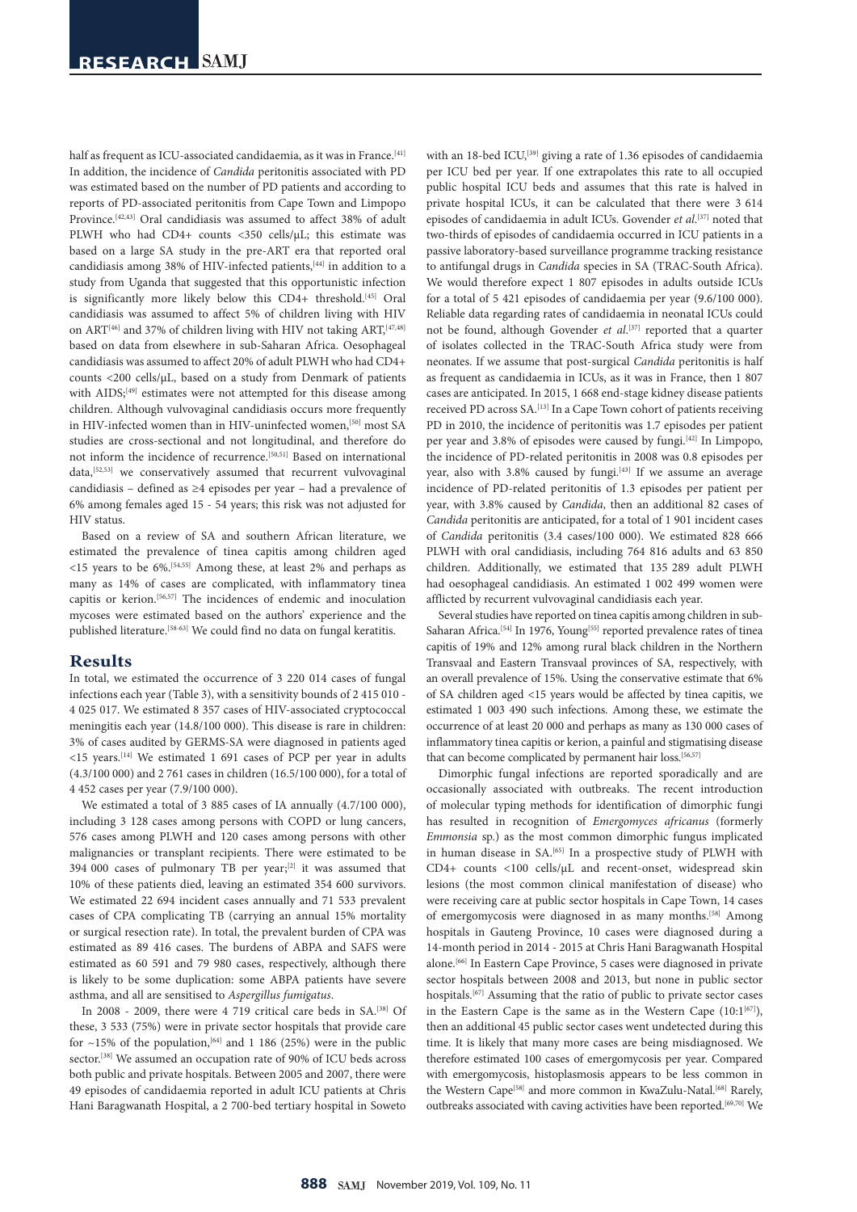half as frequent as ICU-associated candidaemia, as it was in France.[41] In addition, the incidence of *Candida* peritonitis associated with PD was estimated based on the number of PD patients and according to reports of PD-associated peritonitis from Cape Town and Limpopo Province.[42,43] Oral candidiasis was assumed to affect 38% of adult PLWH who had CD4+ counts <350 cells/µL; this estimate was based on a large SA study in the pre-ART era that reported oral candidiasis among 38% of HIV-infected patients,[44] in addition to a study from Uganda that suggested that this opportunistic infection is significantly more likely below this CD4+ threshold.[45] Oral candidiasis was assumed to affect 5% of children living with HIV on ART[46] and 37% of children living with HIV not taking ART,[47,48] based on data from elsewhere in sub-Saharan Africa. Oesophageal candidiasis was assumed to affect 20% of adult PLWH who had CD4+ counts <200 cells/µL, based on a study from Denmark of patients with AIDS;[49] estimates were not attempted for this disease among children. Although vulvovaginal candidiasis occurs more frequently in HIV-infected women than in HIV-uninfected women,[50] most SA studies are cross-sectional and not longitudinal, and therefore do not inform the incidence of recurrence.[50,51] Based on international data,[52,53] we conservatively assumed that recurrent vulvovaginal candidiasis – defined as ≥4 episodes per year – had a prevalence of 6% among females aged 15 - 54 years; this risk was not adjusted for HIV status.

Based on a review of SA and southern African literature, we estimated the prevalence of tinea capitis among children aged <15 years to be 6%.[54,55] Among these, at least 2% and perhaps as many as 14% of cases are complicated, with inflammatory tinea capitis or kerion.[56,57] The incidences of endemic and inoculation mycoses were estimated based on the authors' experience and the published literature.[58-63] We could find no data on fungal keratitis.

## Results

In total, we estimated the occurrence of 3 220 014 cases of fungal infections each year (Table 3), with a sensitivity bounds of 2 415 010 - 4 025 017. We estimated 8 357 cases of HIV-associated cryptococcal meningitis each year (14.8/100 000). This disease is rare in children: 3% of cases audited by GERMS-SA were diagnosed in patients aged <15 years.[14] We estimated 1 691 cases of PCP per year in adults (4.3/100 000) and 2 761 cases in children (16.5/100 000), for a total of 4 452 cases per year (7.9/100 000).

We estimated a total of 3 885 cases of IA annually (4.7/100 000), including 3 128 cases among persons with COPD or lung cancers, 576 cases among PLWH and 120 cases among persons with other malignancies or transplant recipients. There were estimated to be 394 000 cases of pulmonary TB per year;[2] it was assumed that 10% of these patients died, leaving an estimated 354 600 survivors. We estimated 22 694 incident cases annually and 71 533 prevalent cases of CPA complicating TB (carrying an annual 15% mortality or surgical resection rate). In total, the prevalent burden of CPA was estimated as 89 416 cases. The burdens of ABPA and SAFS were estimated as 60 591 and 79 980 cases, respectively, although there is likely to be some duplication: some ABPA patients have severe asthma, and all are sensitised to *Aspergillus fumigatus*.

In 2008 - 2009, there were 4 719 critical care beds in SA.[38] Of these, 3 533 (75%) were in private sector hospitals that provide care for ~15% of the population,[64] and 1 186 (25%) were in the public sector.[38] We assumed an occupation rate of 90% of ICU beds across both public and private hospitals. Between 2005 and 2007, there were 49 episodes of candidaemia reported in adult ICU patients at Chris Hani Baragwanath Hospital, a 2 700-bed tertiary hospital in Soweto with an 18-bed ICU,[39] giving a rate of 1.36 episodes of candidaemia per ICU bed per year. If one extrapolates this rate to all occupied public hospital ICU beds and assumes that this rate is halved in private hospital ICUs, it can be calculated that there were 3 614 episodes of candidaemia in adult ICUs. Govender *et al.*[37] noted that two-thirds of episodes of candidaemia occurred in ICU patients in a passive laboratory-based surveillance programme tracking resistance to antifungal drugs in *Candida* species in SA (TRAC-South Africa). We would therefore expect 1 807 episodes in adults outside ICUs for a total of 5 421 episodes of candidaemia per year (9.6/100 000). Reliable data regarding rates of candidaemia in neonatal ICUs could not be found, although Govender *et al.*[37] reported that a quarter of isolates collected in the TRAC-South Africa study were from neonates. If we assume that post-surgical *Candida* peritonitis is half as frequent as candidaemia in ICUs, as it was in France, then 1 807 cases are anticipated. In 2015, 1 668 end-stage kidney disease patients received PD across SA.[13] In a Cape Town cohort of patients receiving PD in 2010, the incidence of peritonitis was 1.7 episodes per patient per year and 3.8% of episodes were caused by fungi.[42] In Limpopo, the incidence of PD-related peritonitis in 2008 was 0.8 episodes per year, also with 3.8% caused by fungi.[43] If we assume an average incidence of PD-related peritonitis of 1.3 episodes per patient per year, with 3.8% caused by *Candida*, then an additional 82 cases of *Candida* peritonitis are anticipated, for a total of 1 901 incident cases of *Candida* peritonitis (3.4 cases/100 000). We estimated 828 666 PLWH with oral candidiasis, including 764 816 adults and 63 850 children. Additionally, we estimated that 135 289 adult PLWH had oesophageal candidiasis. An estimated 1 002 499 women were afflicted by recurrent vulvovaginal candidiasis each year.

Several studies have reported on tinea capitis among children in sub-Saharan Africa.[54] In 1976, Young[55] reported prevalence rates of tinea capitis of 19% and 12% among rural black children in the Northern Transvaal and Eastern Transvaal provinces of SA, respectively, with an overall prevalence of 15%. Using the conservative estimate that 6% of SA children aged <15 years would be affected by tinea capitis, we estimated 1 003 490 such infections. Among these, we estimate the occurrence of at least 20 000 and perhaps as many as 130 000 cases of inflammatory tinea capitis or kerion, a painful and stigmatising disease that can become complicated by permanent hair loss.[56,57]

Dimorphic fungal infections are reported sporadically and are occasionally associated with outbreaks. The recent introduction of molecular typing methods for identification of dimorphic fungi has resulted in recognition of *Emergomyces africanus* (formerly *Emmonsia* sp.) as the most common dimorphic fungus implicated in human disease in SA.[65] In a prospective study of PLWH with CD4+ counts <100 cells/µL and recent-onset, widespread skin lesions (the most common clinical manifestation of disease) who were receiving care at public sector hospitals in Cape Town, 14 cases of emergomycosis were diagnosed in as many months.[58] Among hospitals in Gauteng Province, 10 cases were diagnosed during a 14-month period in 2014 - 2015 at Chris Hani Baragwanath Hospital alone.[66] In Eastern Cape Province, 5 cases were diagnosed in private sector hospitals between 2008 and 2013, but none in public sector hospitals.[67] Assuming that the ratio of public to private sector cases in the Eastern Cape is the same as in the Western Cape (10:1[67]), then an additional 45 public sector cases went undetected during this time. It is likely that many more cases are being misdiagnosed. We therefore estimated 100 cases of emergomycosis per year. Compared with emergomycosis, histoplasmosis appears to be less common in the Western Cape[58] and more common in KwaZulu-Natal.[68] Rarely, outbreaks associated with caving activities have been reported.[69,70] We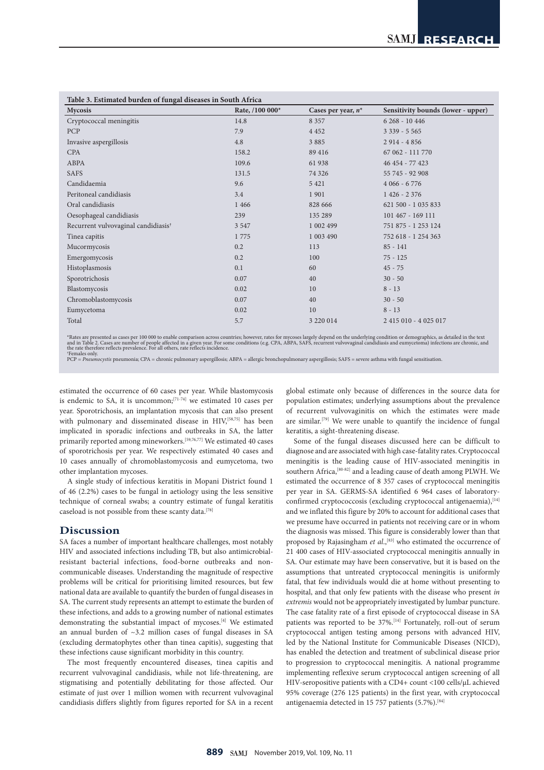**Table 3. Estimated burden of fungal diseases in South Africa**

| Mycosis | Rate, /100 000* | Cases per year, *n** | Sensitivity bounds (lower - upper) |
|---|---|---|---|
| Cryptococcal meningitis | 14.8 | 8 357 | 6 268 - 10 446 |
| PCP | 7.9 | 4 452 | 3 339 - 5 565 |
| Invasive aspergillosis | 4.8 | 3 885 | 2 914 - 4 856 |
| CPA | 158.2 | 89 416 | 67 062 - 111 770 |
| ABPA | 109.6 | 61 938 | 46 454 - 77 423 |
| SAFS | 131.5 | 74 326 | 55 745 - 92 908 |
| Candidaemia | 9.6 | 5 421 | 4 066 - 6 776 |
| Peritoneal candidiasis | 3.4 | 1 901 | 1 426 - 2 376 |
| Oral candidiasis | 1 466 | 828 666 | 621 500 - 1 035 833 |
| Oesophageal candidiasis | 239 | 135 289 | 101 467 - 169 111 |
| Recurrent vulvovaginal candidiasis† | 3 547 | 1 002 499 | 751 875 - 1 253 124 |
| Tinea capitis | 1 775 | 1 003 490 | 752 618 - 1 254 363 |
| Mucormycosis | 0.2 | 113 | 85 - 141 |
| Emergomycosis | 0.2 | 100 | 75 - 125 |
| Histoplasmosis | 0.1 | 60 | 45 - 75 |
| Sporotrichosis | 0.07 | 40 | 30 - 50 |
| Blastomycosis | 0.02 | 10 | 8 - 13 |
| Chromoblastomycosis | 0.07 | 40 | 30 - 50 |
| Eumycetoma | 0.02 | 10 | 8 - 13 |
| Total | 5.7 | 3 220 014 | 2 415 010 - 4 025 017 |

*Rates are presented as cases per 100 000 to enable comparison across countries; however, rates for mycoses largely depend on the underlying condition or demographics, as detailed in the text and in Table 2. Cases are number of people affected in a given year. For some conditions (e.g. CPA, ABPA, SAFS, recurrent vulvovaginal candidiasis and eumycetoma) infections are chronic, and the rate therefore reflects prevalence. For all others, rate reflects incidence.
†Females only.
PCP = *Pneumocystis* pneumonia; CPA = chronic pulmonary aspergillosis; ABPA = allergic bronchopulmonary aspergillosis; SAFS = severe asthma with fungal sensitisation.

estimated the occurrence of 60 cases per year. While blastomycosis is endemic to SA, it is uncommon;[71-74] we estimated 10 cases per year. Sporotrichosis, an implantation mycosis that can also present with pulmonary and disseminated disease in HIV,[58,75] has been implicated in sporadic infections and outbreaks in SA, the latter primarily reported among mineworkers.[59,76,77] We estimated 40 cases of sporotrichosis per year. We respectively estimated 40 cases and 10 cases annually of chromoblastomycosis and eumycetoma, two other implantation mycoses.

A single study of infectious keratitis in Mopani District found 1 of 46 (2.2%) cases to be fungal in aetiology using the less sensitive technique of corneal swabs; a country estimate of fungal keratitis caseload is not possible from these scanty data.[78]

## Discussion

SA faces a number of important healthcare challenges, most notably HIV and associated infections including TB, but also antimicrobial-resistant bacterial infections, food-borne outbreaks and non-communicable diseases. Understanding the magnitude of respective problems will be critical for prioritising limited resources, but few national data are available to quantify the burden of fungal diseases in SA. The current study represents an attempt to estimate the burden of these infections, and adds to a growing number of national estimates demonstrating the substantial impact of mycoses.[4] We estimated an annual burden of ~3.2 million cases of fungal diseases in SA (excluding dermatophytes other than tinea capitis), suggesting that these infections cause significant morbidity in this country.

The most frequently encountered diseases, tinea capitis and recurrent vulvovaginal candidiasis, while not life-threatening, are stigmatising and potentially debilitating for those affected. Our estimate of just over 1 million women with recurrent vulvovaginal candidiasis differs slightly from figures reported for SA in a recent global estimate only because of differences in the source data for population estimates; underlying assumptions about the prevalence of recurrent vulvovaginitis on which the estimates were made are similar.[79] We were unable to quantify the incidence of fungal keratitis, a sight-threatening disease.

Some of the fungal diseases discussed here can be difficult to diagnose and are associated with high case-fatality rates. Cryptococcal meningitis is the leading cause of HIV-associated meningitis in southern Africa,[80-82] and a leading cause of death among PLWH. We estimated the occurrence of 8 357 cases of cryptococcal meningitis per year in SA. GERMS-SA identified 6 964 cases of laboratory-confirmed cryptococcosis (excluding cryptococcal antigenaemia),[14] and we inflated this figure by 20% to account for additional cases that we presume have occurred in patients not receiving care or in whom the diagnosis was missed. This figure is considerably lower than that proposed by Rajasingham *et al*.,[83] who estimated the occurrence of 21 400 cases of HIV-associated cryptococcal meningitis annually in SA. Our estimate may have been conservative, but it is based on the assumptions that untreated cryptococcal meningitis is uniformly fatal, that few individuals would die at home without presenting to hospital, and that only few patients with the disease who present *in extremis* would not be appropriately investigated by lumbar puncture. The case fatality rate of a first episode of cryptococcal disease in SA patients was reported to be 37%.[14] Fortunately, roll-out of serum cryptococcal antigen testing among persons with advanced HIV, led by the National Institute for Communicable Diseases (NICD), has enabled the detection and treatment of subclinical disease prior to progression to cryptococcal meningitis. A national programme implementing reflexive serum cryptococcal antigen screening of all HIV-seropositive patients with a CD4+ count <100 cells/μL achieved 95% coverage (276 125 patients) in the first year, with cryptococcal antigenaemia detected in 15 757 patients (5.7%).[84]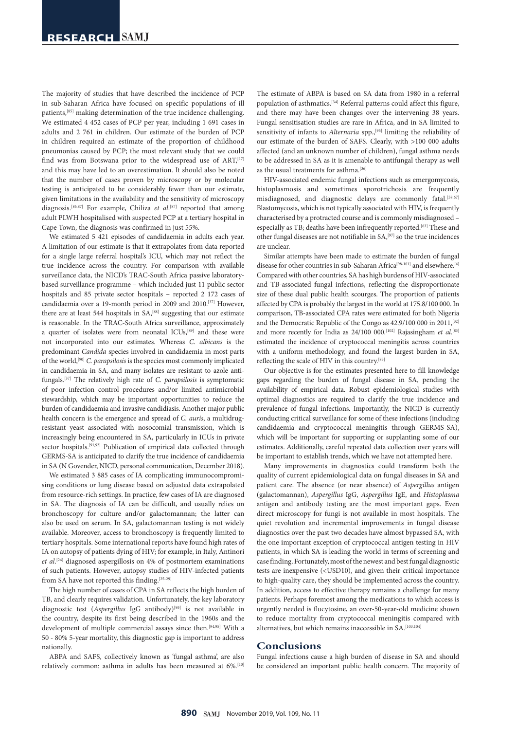The majority of studies that have described the incidence of PCP in sub-Saharan Africa have focused on specific populations of ill patients,[85] making determination of the true incidence challenging. We estimated 4 452 cases of PCP per year, including 1 691 cases in adults and 2 761 in children. Our estimate of the burden of PCP in children required an estimate of the proportion of childhood pneumonias caused by PCP; the most relevant study that we could find was from Botswana prior to the widespread use of ART,[17] and this may have led to an overestimation. It should also be noted that the number of cases proven by microscopy or by molecular testing is anticipated to be considerably fewer than our estimate, given limitations in the availability and the sensitivity of microscopy diagnosis.[86,87] For example, Chiliza *et al*.[87] reported that among adult PLWH hospitalised with suspected PCP at a tertiary hospital in Cape Town, the diagnosis was confirmed in just 55%.

We estimated 5 421 episodes of candidaemia in adults each year. A limitation of our estimate is that it extrapolates from data reported for a single large referral hospital's ICU, which may not reflect the true incidence across the country. For comparison with available surveillance data, the NICD's TRAC-South Africa passive laboratory-based surveillance programme – which included just 11 public sector hospitals and 85 private sector hospitals – reported 2 172 cases of candidaemia over a 19-month period in 2009 and 2010.[37] However, there are at least 544 hospitals in SA,[88] suggesting that our estimate is reasonable. In the TRAC-South Africa surveillance, approximately a quarter of isolates were from neonatal ICUs,[89] and these were not incorporated into our estimates. Whereas *C. albicans* is the predominant *Candida* species involved in candidaemia in most parts of the world,[90] *C. parapsilosis* is the species most commonly implicated in candidaemia in SA, and many isolates are resistant to azole antifungals.[37] The relatively high rate of *C. parapsilosis* is symptomatic of poor infection control procedures and/or limited antimicrobial stewardship, which may be important opportunities to reduce the burden of candidaemia and invasive candidiasis. Another major public health concern is the emergence and spread of *C. auris*, a multidrug-resistant yeast associated with nosocomial transmission, which is increasingly being encountered in SA, particularly in ICUs in private sector hospitals.[91,92] Publication of empirical data collected through GERMS-SA is anticipated to clarify the true incidence of candidaemia in SA (N Govender, NICD, personal communication, December 2018).

We estimated 3 885 cases of IA complicating immunocompromising conditions or lung disease based on adjusted data extrapolated from resource-rich settings. In practice, few cases of IA are diagnosed in SA. The diagnosis of IA can be difficult, and usually relies on bronchoscopy for culture and/or galactomannan; the latter can also be used on serum. In SA, galactomannan testing is not widely available. Moreover, access to bronchoscopy is frequently limited to tertiary hospitals. Some international reports have found high rates of IA on autopsy of patients dying of HIV; for example, in Italy, Antinori *et al*.[24] diagnosed aspergillosis on 4% of postmortem examinations of such patients. However, autopsy studies of HIV-infected patients from SA have not reported this finding.[25-29]

The high number of cases of CPA in SA reflects the high burden of TB, and clearly requires validation. Unfortunately, the key laboratory diagnostic test (*Aspergillus* IgG antibody)[93] is not available in the country, despite its first being described in the 1960s and the development of multiple commercial assays since then.[94,95] With a 50 - 80% 5-year mortality, this diagnostic gap is important to address nationally.

ABPA and SAFS, collectively known as 'fungal asthma', are also relatively common: asthma in adults has been measured at 6%.[10] The estimate of ABPA is based on SA data from 1980 in a referral population of asthmatics.[34] Referral patterns could affect this figure, and there may have been changes over the intervening 38 years. Fungal sensitisation studies are rare in Africa, and in SA limited to sensitivity of infants to *Alternaria* spp.,[96] limiting the reliability of our estimate of the burden of SAFS. Clearly, with >100 000 adults affected (and an unknown number of children), fungal asthma needs to be addressed in SA as it is amenable to antifungal therapy as well as the usual treatments for asthma.[36]

HIV-associated endemic fungal infections such as emergomycosis, histoplasmosis and sometimes sporotrichosis are frequently misdiagnosed, and diagnostic delays are commonly fatal.[58,67] Blastomycosis, which is not typically associated with HIV, is frequently characterised by a protracted course and is commonly misdiagnosed – especially as TB; deaths have been infrequently reported.[63] These and other fungal diseases are not notifiable in SA,[97] so the true incidences are unclear.

Similar attempts have been made to estimate the burden of fungal disease for other countries in sub-Saharan Africa[98-101] and elsewhere.[4] Compared with other countries, SA has high burdens of HIV-associated and TB-associated fungal infections, reflecting the disproportionate size of these dual public health scourges. The proportion of patients affected by CPA is probably the largest in the world at 175.8/100 000. In comparison, TB-associated CPA rates were estimated for both Nigeria and the Democratic Republic of the Congo as 42.9/100 000 in 2011,[32] and more recently for India as 24/100 000.[102] Rajasingham *et al*.[83] estimated the incidence of cryptococcal meningitis across countries with a uniform methodology, and found the largest burden in SA, reflecting the scale of HIV in this country.[83]

Our objective is for the estimates presented here to fill knowledge gaps regarding the burden of fungal disease in SA, pending the availability of empirical data. Robust epidemiological studies with optimal diagnostics are required to clarify the true incidence and prevalence of fungal infections. Importantly, the NICD is currently conducting critical surveillance for some of these infections (including candidaemia and cryptococcal meningitis through GERMS-SA), which will be important for supporting or supplanting some of our estimates. Additionally, careful repeated data collection over years will be important to establish trends, which we have not attempted here.

Many improvements in diagnostics could transform both the quality of current epidemiological data on fungal diseases in SA and patient care. The absence (or near absence) of *Aspergillus* antigen (galactomannan), *Aspergillus* IgG, *Aspergillus* IgE, and *Histoplasma* antigen and antibody testing are the most important gaps. Even direct microscopy for fungi is not available in most hospitals. The quiet revolution and incremental improvements in fungal disease diagnostics over the past two decades have almost bypassed SA, with the one important exception of cryptococcal antigen testing in HIV patients, in which SA is leading the world in terms of screening and case finding. Fortunately, most of the newest and best fungal diagnostic tests are inexpensive (<USD10), and given their critical importance to high-quality care, they should be implemented across the country. In addition, access to effective therapy remains a challenge for many patients. Perhaps foremost among the medications to which access is urgently needed is flucytosine, an over-50-year-old medicine shown to reduce mortality from cryptococcal meningitis compared with alternatives, but which remains inaccessible in SA.[103,104]

## Conclusions

Fungal infections cause a high burden of disease in SA and should be considered an important public health concern. The majority of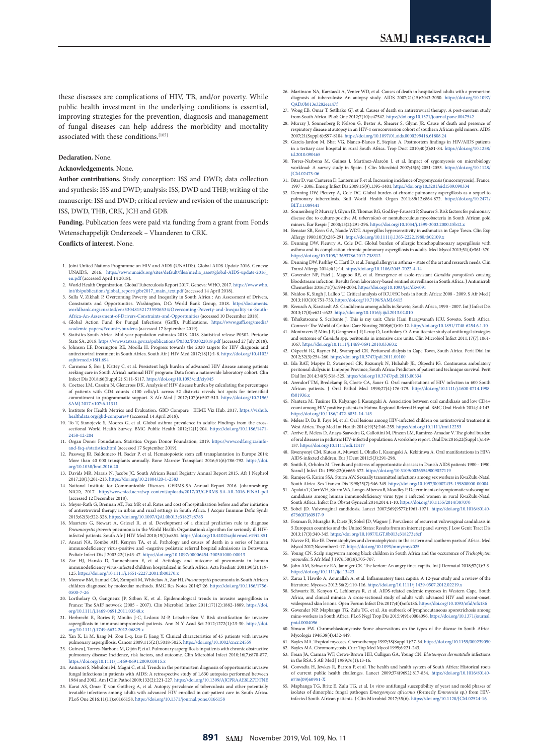these diseases are complications of HIV, TB, and/or poverty. While public health investment in the underlying conditions is essential, improving strategies for the prevention, diagnosis and management of fungal diseases can help address the morbidity and mortality associated with these conditions.[105]

**Declaration.** None.

**Acknowledgements.** None.

**Author contributions.** Study conception: ISS and DWD; data collection and synthesis: ISS and DWD; analysis: ISS, DWD and THB; writing of the manuscript: ISS and DWD; critical review and revision of the manuscript: ISS, DWD, THB, CRK, JCH and GDB.

**Funding.** Publication fees were paid via funding from a grant from Fonds Wetenschappelijk Onderzoek – Vlaanderen to CRK.

**Conflicts of interest.** None.

1. Joint United Nations Programme on HIV and AIDS (UNAIDS). Global AIDS Update 2016. Geneva: UNAIDS, 2016. https://www.unaids.org/sites/default/files/media_asset/global-AIDS-update-2016_en.pdf (accessed April 14 2018).
2. World Health Organization. Global Tuberculosis Report 2017. Geneva: WHO, 2017. https://www.who.int/tb/publications/global_report/gtbr2017_main_text.pdf (accessed 14 April 2018).
3. Sulla V, Zikhali P. Overcoming Poverty and Inequality in South Africa : An Assessment of Drivers, Constraints and Opportunities. Washington, DC: World Bank Group, 2018. http://documents.worldbank.org/curated/en/530481521735906534/Overcoming-Poverty-and-Inequality-in-South-Africa-An-Assessment-of-Drivers-Constraints-and-Opportunities (accessed 10 December 2018).
4. Global Action Fund for Fungal Infections (Gaffi). Publications. https://www.gaffi.org/media/academic-papers/#countryburdens (accessed 17 September 2019).
5. Statistics South Africa. Mid-year population estimates 2018. 2018. Statistical release P0302. Pretoria: Stats SA, 2018. https://www.statssa.gov.za/publications/P0302/P03022018.pdf (accessed 27 July 2018).
6. Johnson LF, Dorrington RE, Moolla H. Progress towards the 2020 targets for HIV diagnosis and antiretroviral treatment in South Africa. South Afr J HIV Med 2017;18(1):1-8. https://doi.org/10.4102/sajhivmed.v18i1.694
7. Carmona S, Bor J, Nattey C, et al. Persistent high burden of advanced HIV disease among patients seeking care in South Africa's national HIV program: Data from a nationwide laboratory cohort. Clin Infect Dis 2018;66(Suppl 2):S111-S117. https://doi.org/10.1093/cid/ciy045
8. Coetzee LM, Cassim N, Glencross DK. Analysis of HIV disease burden by calculating the percentages of patients with CD4 counts <100 cells/μL across 52 districts reveals hot spots for intensified commitment to programmatic support. S Afr Med J 2017;107(6):507-513. https://doi.org/10.7196/SAMJ.2017.v107i6.11311
9. Institute for Health Metrics and Evaluation. GBD Compare | IHME Viz Hub. 2017. https://vizhub.healthdata.org/gbd-compare/# (accessed 14 April 2018).
10. To T, Stanojevic S, Moores G, et al. Global asthma prevalence in adults: Findings from the cross-sectional World Health Survey. BMC Public Health 2012;12(1):204. https://doi.org/10.1186/1471-2458-12-204
11. Organ Donor Foundation. Statistics: Organ Donor Foundation; 2019. https://www.odf.org.za/info-and-faq-s/statistics.html (accessed 17 September 2019).
12. Passweg JR, Baldomero H, Bader P, et al. Hematopoietic stem cell transplantation in Europe 2014: More than 40 000 transplants annually. Bone Marrow Transplant 2016;51(6):786-792. https://doi.org/10.1038/bmt.2016.20
13. Davids MR, Marais N, Jacobs JC. South African Renal Registry Annual Report 2015. Afr J Nephrol 2017;20(1):201-213. https://doi.org/10.21804/20-1-2583
14. National Institute for Communicable Diseases. GERMS-SA Annual Report 2016. Johannesburg: NICD, 2017. http://www.nicd.ac.za/wp-content/uploads/2017/03/GERMS-SA-AR-2016-FINAL.pdf (accessed 12 December 2018).
15. Meyer-Rath G, Brennan AT, Fox MP, et al. Rates and cost of hospitalization before and after initiation of antiretroviral therapy in urban and rural settings in South Africa. J Acquir Immune Defic Syndr 2013;62(3):322-328. https://doi.org/10.1097/QAI.0b013e31827e8785
16. Maartens G, Stewart A, Griesel R, et al. Development of a clinical prediction rule to diagnose *Pneumocystis jirovecii* pneumonia in the World Health Organization's algorithm for seriously ill HIV-infected patients. South Afr J HIV Med 2018;19(1):a851. https://doi.org/10.4102/sajhivmed.v19i1.851
17. Ansari NA, Kombe AH, Kenyon TA, et al. Pathology and causes of death in a series of human immunodeficiency virus-positive and -negative pediatric referral hospital admissions in Botswana. Pediatr Infect Dis J 2003;22(1):43-47. https://doi.org/10.1097/00006454-200301000-00013
18. Zar HJ, Hanslo D, Tannenbaum E, et al. Aetiology and outcome of pneumonia in human immunodeficiency virus-infected children hospitalized in South Africa. Acta Paediatr 2001;90(2):119-125. https://doi.org/10.1111/j.1651-2227.2001.tb00270.x
19. Morrow BM, Samuel CM, Zampoli M, Whitelaw A, Zar HJ. *Pneumocystis* pneumonia in South African children diagnosed by molecular methods. BMC Res Notes 2014;7:26. https://doi.org/10.1186/1756-0500-7-26
20. Lortholary O, Gangneux JP, Sitbon K, et al. Epidemiological trends in invasive aspergillosis in France: The SAIF network (2005 - 2007). Clin Microbiol Infect 2011;17(12):1882-1889. https://doi.org/10.1111/j.1469-0691.2011.03548.x
21. Herbrecht R, Bories P, Moulin J-C, Ledoux M-P, Letscher-Bru V. Risk stratification for invasive aspergillosis in immunocompromised patients. Ann N Y Acad Sci 2012;1272(1):23-30. https://doi.org/10.1111/j.1749-6632.2012.06829.x
22. Yan X, Li M, Jiang M, Zou L-q, Luo F, Jiang Y. Clinical characteristics of 45 patients with invasive pulmonary aspergillosis. Cancer 2009;115(21):5018-5025. https://doi.org/10.1002/cncr.24559
23. Guinea J, Torres-Narbona M, Gijón P, et al. Pulmonary aspergillosis in patients with chronic obstructive pulmonary disease: Incidence, risk factors, and outcome. Clin Microbiol Infect 2010;16(7):870-877. https://doi.org/10.1111/j.1469-0691.2009.03015.x
24. Antinori S, Nebuloni M, Magni C, et al. Trends in the postmortem diagnosis of opportunistic invasive fungal infections in patients with AIDS: A retrospective study of 1,630 autopsies performed between 1984 and 2002. Am J Clin Pathol 2009;132(2):221-227. https://doi.org/10.1309/AJCPRAAE8LZ7DTNE
25. Karat AS, Omar T, von Gottberg A, et al. Autopsy prevalence of tuberculosis and other potentially treatable infections among adults with advanced HIV enrolled in out-patient care in South Africa. PLoS One 2016;11(11):e0166158. https://doi.org/10.1371/journal.pone.0166158
26. Martinson NA, Karstaedt A, Venter WD, et al. Causes of death in hospitalized adults with a premortem diagnosis of tuberculosis: An autopsy study. AIDS 2007;21(15):2043-2050. https://doi.org/10.1097/QAD.0b013e3282eea47f
27. Wong EB, Omar T, Setlhako GJ, et al. Causes of death on antiretroviral therapy: A post-mortem study from South Africa. PLoS One 2012;7(10):e47542. https://doi.org/10.1371/journal.pone.0047542
28. Murray J, Sonnenberg P, Nelson G, Bester A, Shearer S, Glynn JR. Cause of death and presence of respiratory disease at autopsy in an HIV-1 seroconversion cohort of southern African gold miners. AIDS 2007;21(Suppl 6):S97-S104. https://doi.org/10.1097/01.aids.0000299416.61808.24
29. Garcia-Jardon M, Bhat VG, Blanco-Blanco E, Stepian A. Postmortem findings in HIV/AIDS patients in a tertiary care hospital in rural South Africa. Trop Doct 2010;40(2):81-84. https://doi.org/10.1258/td.2010.090465
30. Torres-Narbona M, Guinea J, Martínez-Alarcón J, et al. Impact of zygomycosis on microbiology workload: A survey study in Spain. J Clin Microbiol 2007;45(6):2051-2053. https://doi.org/10.1128/JCM.02473-06
31. Bitar D, van Cauteren D, Lanternier F, et al. Increasing incidence of zygomycosis (mucormycosis), France, 1997 - 2006. Emerg Infect Dis 2009;15(9):1395-1401. https://doi.org/10.3201/eid1509.090334
32. Denning DW, Pleuvry A, Cole DC. Global burden of chronic pulmonary aspergillosis as a sequel to pulmonary tuberculosis. Bull World Health Organ 2011;89(12):864-872. https://doi.org/10.2471/BLT.11.089441
33. Sonnenberg P, Murray J, Glynn JR, Thomas RG, Godfrey-Faussett P, Shearer S. Risk factors for pulmonary disease due to culture-positive *M. tuberculosis* or nontuberculous mycobacteria in South African gold miners. Eur Respir J 2000;15(2):291-296. https://doi.org/10.1034/j.1399-3003.2000.15b12.x
34. Benatar SR, Keen GA, Naude WDT. Aspergillus hypersensitivity in asthmatics in Cape Town. Clin Exp Allergy 1980;10(3):285-291. https://doi.org/10.1111/j.1365-2222.1980.tb02109.x
35. Denning DW, Pleuvry A, Cole DC. Global burden of allergic bronchopulmonary aspergillosis with asthma and its complication chronic pulmonary aspergillosis in adults. Med Mycol 2013;51(4):361-370. https://doi.org/10.3109/13693786.2012.738312
36. Denning DW, Pashley C, Hartl D, et al. Fungal allergy in asthma – state of the art and research needs. Clin Transl Allergy 2014;4(1):14. https://doi.org/10.1186/2045-7022-4-14
37. Govender NP, Patel J, Magobo RE, et al. Emergence of azole-resistant *Candida parapsilosis* causing bloodstream infection: Results from laboratory-based sentinel surveillance in South Africa. J Antimicrob Chemother 2016;71(7):1994-2004. https://doi.org/10.1093/jac/dkw091
38. Naidoo K, Singh J, Lalloo U. Critical analysis of ICU/HC beds in South Africa: 2008 - 2009. S Afr Med J 2013;103(10):751-753. https://doi.org/10.7196/SAMJ.6415
39. Kreusch A, Karstaedt AS. Candidemia among adults in Soweto, South Africa, 1990 - 2007. Int J Infect Dis 2013;17(8):e621-e623. https://doi.org/10.1016/j.ijid.2013.02.010
40. Tshukutsoane S, Scribante J. This is my unit: Chris Hani Baragwanath ICU, Soweto, South Africa. Connect: The World of Critical Care Nursing 2008;6(1):10-12. http://doi.org/10.1891/1748-6254.6.1.10
41. Montravers P, Mira J-P, Gangneux J-P, Leroy O, Lortholary O. A multicenter study of antifungal strategies and outcome of *Candida* spp. peritonitis in intensive care units. Clin Microbiol Infect 2011;17(7):1061-1067. https://doi.org/10.1111/j.1469-0691.2010.03360.x
42. Okpechi IG, Rayner BL, Swanepoel CR. Peritoneal dialysis in Cape Town, South Africa. Perit Dial Int 2012;32(3):254-260. https://doi.org/10.3747/pdi.2011.00100
43. Isla RAT, Mapiye D, Swanepoel CR, Rozumyk N, Hubahib JE, Okpechi IG. Continuous ambulatory peritoneal dialysis in Limpopo Province, South Africa: Predictors of patient and technique survival. Perit Dial Int 2014;34(5):518-525. https://doi.org/10.3747/pdi.2013.00334
44. Arendorf TM, Bredekamp B, Cloete CA, Sauer G. Oral manifestations of HIV infection in 600 South African patients. J Oral Pathol Med 1998;27(4):176-179. https://doi.org/10.1111/j.1600-0714.1998.tb01936.x
45. Nanteza M, Tusiime JB, Kalyango J, Kasangaki A. Association between oral candidiasis and low CD4+ count among HIV positive patients in Hoima Regional Referral Hospital. BMC Oral Health 2014;14:143. https://doi.org/10.1186/1472-6831-14-143
46. Meless D, Ba B, Faye M, et al. Oral lesions among HIV-infected children on antiretroviral treatment in West Africa. Trop Med Int Health 2014;19(3):246-255. https://doi.org/10.1111/tmi.12253
47. Arrive E, Meless D, Anaya-Saavedra G, Gallottini M, Pinzon LM, Ramirez-Amador V. The global burden of oral diseases in pediatric HIV-infected populations: A workshop report. Oral Dis 2016;22(Suppl 1):149-157. https://doi.org/10.1111/odi.12417
48. Rwenyonyi CM, Kutesa A, Muwazi L, Okullo I, Kasangaki A, Kekitinwa A. Oral manifestations in HIV/AIDS-infected children. Eur J Dent 2011;5(3):291-298.
49. Smith E, Orholm M. Trends and patterns of opportunistic diseases in Danish AIDS patients 1980 - 1990. Scand J Infect Dis 1990;22(6):665-672. https://doi.org/10.3109/00365549009027119
50. Ramjee G, Karim SSA, Sturm AW. Sexually transmitted infections among sex workers in KwaZulu-Natal, South Africa. Sex Transm Dis 1998;25(7):346-349. https://doi.org/10.1097/00007435-199808000-00004
51. Apalata T, Carr WH, Sturm WA, Longo-Mbenza B, Moodley P. Determinants of symptomatic vulvovaginal candidiasis among human immunodeficiency virus type 1 infected women in rural KwaZulu-Natal, South Africa. Infect Dis Obstet Gynecol 2014;2014:1-10. https://doi.org/10.1155/2014/387070
52. Sobel JD. Vulvovaginal candidosis. Lancet 2007;369(9577):1961-1971. https://doi.org/10.1016/S0140-6736(07)60917-9
53. Foxman B, Muraglia R, Dietz JP, Sobel JD, Wagner J. Prevalence of recurrent vulvovaginal candidiasis in 5 European countries and the United States: Results from an internet panel survey. J Low Genit Tract Dis 2013;17(3):340-345. https://doi.org/10.1097/LGT.0b013e318273e8cf
54. Nweze EI, Eke IE. Dermatophytes and dermatophytosis in the eastern and southern parts of Africa. Med Mycol 2017;November:1-17. https://doi.org/10.1093/mmy/myx025
55. Young CN. Scalp ringworm among black children in South Africa and the occurrence of *Trichophyton yaoundei*. S Afr Med J 1976;50(18):705-707.
56. John AM, Schwartz RA, Janniger CK. The kerion: An angry tinea capitis. Int J Dermatol 2018;57(1):3-9. https://doi.org/10.1111/ijd.13423
57. Zaraa I, Hawilo A, Aounallah A, et al. Inflammatory tinea capitis: A 12-year study and a review of the literature. Mycoses 2013;56(2):110-116. https://doi.org/10.1111/j.1439-0507.2012.02219.x
58. Schwartz IS, Kenyon C, Lehloenya R, et al. AIDS-related endemic mycoses in Western Cape, South Africa, and clinical mimics: A cross-sectional study of adults with advanced HIV and recent-onset, widespread skin lesions. Open Forum Infect Dis 2017;4(4):ofx186. https://doi.org/10.1093/ofid/ofx186
59. Govender NP, Maphanga TG, Zulu TG, et al. An outbreak of lymphocutaneous sporotrichosis among mine-workers in South Africa. PLoS Negl Trop Dis 2015;9(9):e0004096. https://doi.org/10.1371/journal.pntd.0004096
60. Simson FW. Chromoblastomycosis: Some observations on the types of the disease in South Africa. Mycologia 1946;38(4):432-449.
61. Bayles MA. Tropical mycoses. Chemotherapy 1992;38(Suppl 1):27-34. https://doi.org/10.1159/000239050
62. Bayles MA. Chromomycosis. Curr Top Med Mycol 1995;6:221-243.
63. Frean JA, Carman WF, Crewe-Brown HH, Culligan GA, Young CN. *Blastomyces dermatitidis* infections in the RSA. S Afr Med J 1989;76(1):13-16.
64. Coovadia H, Jewkes R, Barron P, et al. The health and health system of South Africa: Historical roots of current public health challenges. Lancet 2009;374(9692):817-834. https://doi.org/10.1016/S0140-6736(09)60951-X
65. Maphanga TG, Britz E, Zulu TG, et al. I*n vitro* antifungal susceptibility of yeast and mold phases of isolates of dimorphic fungal pathogen *Emergomyces africanus* (formerly *Emmonsia* sp.) from HIV-infected South African patients. J Clin Microbiol 2017;55(6). https://doi.org/10.1128/JCM.02524-16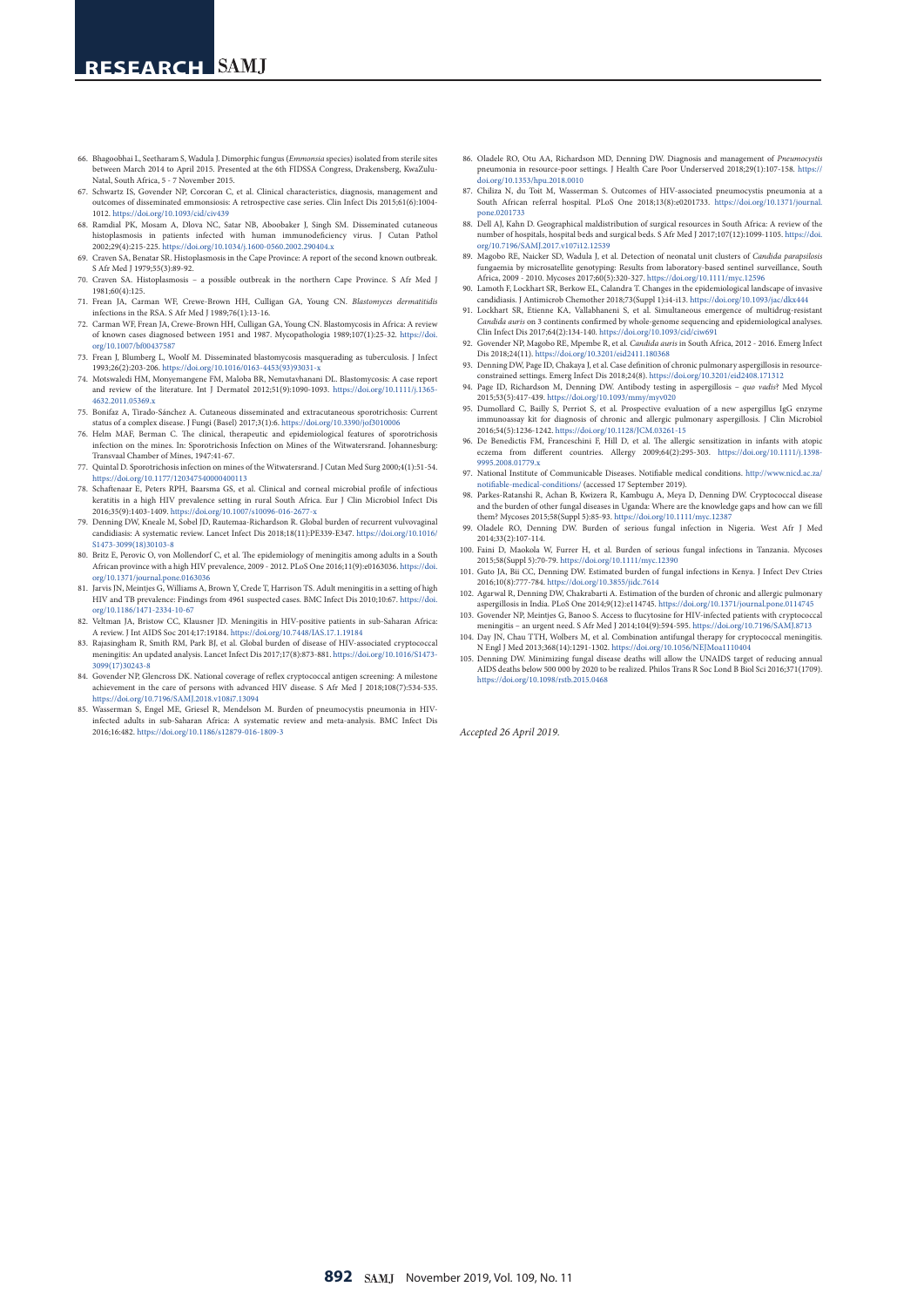66. Bhagoobhai L, Seetharam S, Wadula J. Dimorphic fungus (*Emmonsia* species) isolated from sterile sites between March 2014 to April 2015. Presented at the 6th FIDSSA Congress, Drakensberg, KwaZulu-Natal, South Africa, 5 - 7 November 2015.
67. Schwartz IS, Govender NP, Corcoran C, et al. Clinical characteristics, diagnosis, management and outcomes of disseminated emmonsiosis: A retrospective case series. Clin Infect Dis 2015;61(6):1004-1012. https://doi.org/10.1093/cid/civ439
68. Ramdial PK, Mosam A, Dlova NC, Satar NB, Aboobaker J, Singh SM. Disseminated cutaneous histoplasmosis in patients infected with human immunodeficiency virus. J Cutan Pathol 2002;29(4):215-225. https://doi.org/10.1034/j.1600-0560.2002.290404.x
69. Craven SA, Benatar SR. Histoplasmosis in the Cape Province: A report of the second known outbreak. S Afr Med J 1979;55(3):89-92.
70. Craven SA. Histoplasmosis – a possible outbreak in the northern Cape Province. S Afr Med J 1981;60(4):125.
71. Frean JA, Carman WF, Crewe-Brown HH, Culligan GA, Young CN. *Blastomyces dermatitidis* infections in the RSA. S Afr Med J 1989;76(1):13-16.
72. Carman WF, Frean JA, Crewe-Brown HH, Culligan GA, Young CN. Blastomycosis in Africa: A review of known cases diagnosed between 1951 and 1987. Mycopathologia 1989;107(1):25-32. https://doi.org/10.1007/bf00437587
73. Frean J, Blumberg L, Woolf M. Disseminated blastomycosis masquerading as tuberculosis. J Infect 1993;26(2):203-206. https://doi.org/10.1016/0163-4453(93)93031-x
74. Motswaledi HM, Monyemangene FM, Maloba BR, Nemutavhanani DL. Blastomycosis: A case report and review of the literature. Int J Dermatol 2012;51(9):1090-1093. https://doi.org/10.1111/j.1365-4632.2011.05369.x
75. Bonifaz A, Tirado-Sánchez A. Cutaneous disseminated and extracutaneous sporotrichosis: Current status of a complex disease. J Fungi (Basel) 2017;3(1):6. https://doi.org/10.3390/jof3010006
76. Helm MAF, Berman C. The clinical, therapeutic and epidemiological features of sporotrichosis infection on the mines. In: Sporotrichosis Infection on Mines of the Witwatersrand. Johannesburg: Transvaal Chamber of Mines, 1947:41-67.
77. Quintal D. Sporotrichosis infection on mines of the Witwatersrand. J Cutan Med Surg 2000;4(1):51-54. https://doi.org/10.1177/120347540000400113
78. Schaftenaar E, Peters RPH, Baarsma GS, et al. Clinical and corneal microbial profile of infectious keratitis in a high HIV prevalence setting in rural South Africa. Eur J Clin Microbiol Infect Dis 2016;35(9):1403-1409. https://doi.org/10.1007/s10096-016-2677-x
79. Denning DW, Kneale M, Sobel JD, Rautemaa-Richardson R. Global burden of recurrent vulvovaginal candidiasis: A systematic review. Lancet Infect Dis 2018;18(11):PE339-E347. https://doi.org/10.1016/S1473-3099(18)30103-8
80. Britz E, Perovic O, von Mollendorf C, et al. The epidemiology of meningitis among adults in a South African province with a high HIV prevalence, 2009 - 2012. PLoS One 2016;11(9):e0163036. https://doi.org/10.1371/journal.pone.0163036
81. Jarvis JN, Meintjes G, Williams A, Brown Y, Crede T, Harrison TS. Adult meningitis in a setting of high HIV and TB prevalence: Findings from 4961 suspected cases. BMC Infect Dis 2010;10:67. https://doi.org/10.1186/1471-2334-10-67
82. Veltman JA, Bristow CC, Klausner JD. Meningitis in HIV-positive patients in sub-Saharan Africa: A review. J Int AIDS Soc 2014;17:19184. https://doi.org/10.7448/IAS.17.1.19184
83. Rajasingham R, Smith RM, Park BJ, et al. Global burden of disease of HIV-associated cryptococcal meningitis: An updated analysis. Lancet Infect Dis 2017;17(8):873-881. https://doi.org/10.1016/S1473-3099(17)30243-8
84. Govender NP, Glencross DK. National coverage of reflex cryptococcal antigen screening: A milestone achievement in the care of persons with advanced HIV disease. S Afr Med J 2018;108(7):534-535. https://doi.org/10.7196/SAMJ.2018.v108i7.13094
85. Wasserman S, Engel ME, Griesel R, Mendelson M. Burden of pneumocystis pneumonia in HIV-infected adults in sub-Saharan Africa: A systematic review and meta-analysis. BMC Infect Dis 2016;16:482. https://doi.org/10.1186/s12879-016-1809-3
86. Oladele RO, Otu AA, Richardson MD, Denning DW. Diagnosis and management of *Pneumocystis* pneumonia in resource-poor settings. J Health Care Poor Underserved 2018;29(1):107-158. https://doi.org/10.1353/hpu.2018.0010
87. Chiliza N, du Toit M, Wasserman S. Outcomes of HIV-associated pneumocystis pneumonia at a South African referral hospital. PLoS One 2018;13(8):e0201733. https://doi.org/10.1371/journal.pone.0201733
88. Dell AJ, Kahn D. Geographical maldistribution of surgical resources in South Africa: A review of the number of hospitals, hospital beds and surgical beds. S Afr Med J 2017;107(12):1099-1105. https://doi.org/10.7196/SAMJ.2017.v107i12.12539
89. Magobo RE, Naicker SD, Wadula J, et al. Detection of neonatal unit clusters of *Candida parapsilosis* fungaemia by microsatellite genotyping: Results from laboratory-based sentinel surveillance, South Africa, 2009 - 2010. Mycoses 2017;60(5):320-327. https://doi.org/10.1111/myc.12596
90. Lamoth F, Lockhart SR, Berkow EL, Calandra T. Changes in the epidemiological landscape of invasive candidiasis. J Antimicrob Chemother 2018;73(Suppl 1):i4-i13. https://doi.org/10.1093/jac/dkx444
91. Lockhart SR, Etienne KA, Vallabhaneni S, et al. Simultaneous emergence of multidrug-resistant *Candida auris* on 3 continents confirmed by whole-genome sequencing and epidemiological analyses. Clin Infect Dis 2017;64(2):134-140. https://doi.org/10.1093/cid/ciw691
92. Govender NP, Magobo RE, Mpembe R, et al. *Candida auris* in South Africa, 2012 - 2016. Emerg Infect Dis 2018;24(11). https://doi.org/10.3201/eid2411.180368
93. Denning DW, Page ID, Chakaya J, et al. Case definition of chronic pulmonary aspergillosis in resource-constrained settings. Emerg Infect Dis 2018;24(8). https://doi.org/10.3201/eid2408.171312
94. Page ID, Richardson M, Denning DW. Antibody testing in aspergillosis – *quo vadis*? Med Mycol 2015;53(5):417-439. https://doi.org/10.1093/mmy/myv020
95. Dumollard C, Bailly S, Perriot S, et al. Prospective evaluation of a new aspergillus IgG enzyme immunoassay kit for diagnosis of chronic and allergic pulmonary aspergillosis. J Clin Microbiol 2016;54(5):1236-1242. https://doi.org/10.1128/JCM.03261-15
96. De Benedictis FM, Franceschini F, Hill D, et al. The allergic sensitization in infants with atopic eczema from different countries. Allergy 2009;64(2):295-303. https://doi.org/10.1111/j.1398-9995.2008.01779.x
97. National Institute of Communicable Diseases. Notifiable medical conditions. http://www.nicd.ac.za/notifiable-medical-conditions/ (accessed 17 September 2019).
98. Parkes-Ratanshi R, Achan B, Kwizera R, Kambugu A, Meya D, Denning DW. Cryptococcal disease and the burden of other fungal diseases in Uganda: Where are the knowledge gaps and how can we fill them? Mycoses 2015;58(Suppl 5):85-93. https://doi.org/10.1111/myc.12387
99. Oladele RO, Denning DW. Burden of serious fungal infection in Nigeria. West Afr J Med 2014;33(2):107-114.
100. Faini D, Maokola W, Furrer H, et al. Burden of serious fungal infections in Tanzania. Mycoses 2015;58(Suppl 5):70-79. https://doi.org/10.1111/myc.12390
101. Guto JA, Bii CC, Denning DW. Estimated burden of fungal infections in Kenya. J Infect Dev Ctries 2016;10(8):777-784. https://doi.org/10.3855/jidc.7614
102. Agarwal R, Denning DW, Chakrabarti A. Estimation of the burden of chronic and allergic pulmonary aspergillosis in India. PLoS One 2014;9(12):e114745. https://doi.org/10.1371/journal.pone.0114745
103. Govender NP, Meintjes G, Banoo S. Access to flucytosine for HIV-infected patients with cryptococcal meningitis – an urgent need. S Afr Med J 2014;104(9):594-595. https://doi.org/10.7196/SAMJ.8713
104. Day JN, Chau TTH, Wolbers M, et al. Combination antifungal therapy for cryptococcal meningitis. N Engl J Med 2013;368(14):1291-1302. https://doi.org/10.1056/NEJMoa1110404
105. Denning DW. Minimizing fungal disease deaths will allow the UNAIDS target of reducing annual AIDS deaths below 500 000 by 2020 to be realized. Philos Trans R Soc Lond B Biol Sci 2016;371(1709). https://doi.org/10.1098/rstb.2015.0468

*Accepted 26 April 2019.*